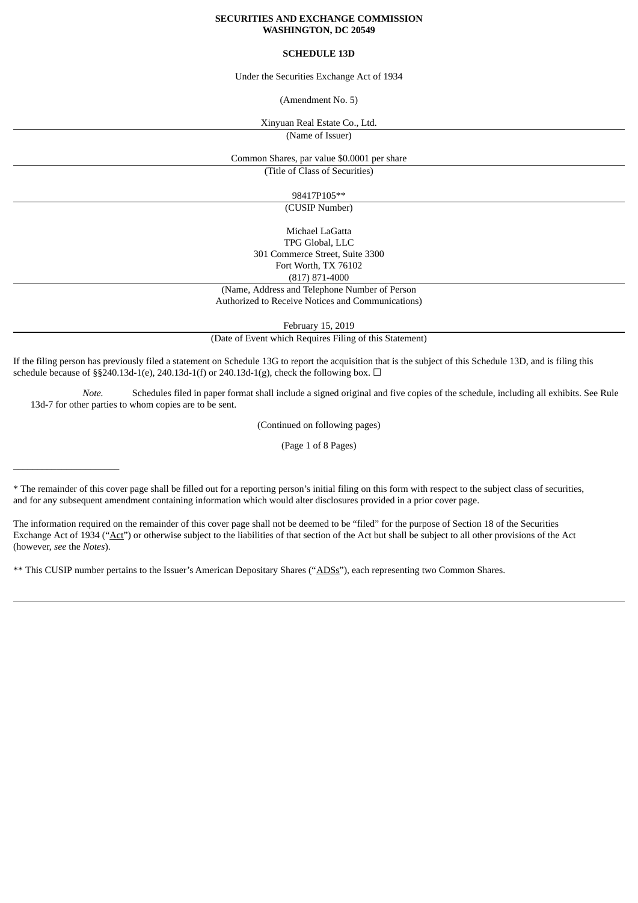**SECURITIES AND EXCHANGE COMMISSION**
**WASHINGTON, DC 20549**

**SCHEDULE 13D**

Under the Securities Exchange Act of 1934

(Amendment No. 5)

Xinyuan Real Estate Co., Ltd.

(Name of Issuer)

Common Shares, par value $0.0001 per share

(Title of Class of Securities)

98417P105**

(CUSIP Number)

Michael LaGatta
TPG Global, LLC
301 Commerce Street, Suite 3300
Fort Worth, TX 76102
(817) 871-4000

(Name, Address and Telephone Number of Person
Authorized to Receive Notices and Communications)

February 15, 2019

(Date of Event which Requires Filing of this Statement)

If the filing person has previously filed a statement on Schedule 13G to report the acquisition that is the subject of this Schedule 13D, and is filing this schedule because of §§240.13d-1(e), 240.13d-1(f) or 240.13d-1(g), check the following box. ☐

*Note.* Schedules filed in paper format shall include a signed original and five copies of the schedule, including all exhibits. See Rule 13d-7 for other parties to whom copies are to be sent.

(Continued on following pages)

---

* The remainder of this cover page shall be filled out for a reporting person's initial filing on this form with respect to the subject class of securities, and for any subsequent amendment containing information which would alter disclosures provided in a prior cover page.

The information required on the remainder of this cover page shall not be deemed to be "filed" for the purpose of Section 18 of the Securities Exchange Act of 1934 ("Act") or otherwise subject to the liabilities of that section of the Act but shall be subject to all other provisions of the Act (however, *see* the *Notes*).

** This CUSIP number pertains to the Issuer's American Depositary Shares ("ADSs"), each representing two Common Shares.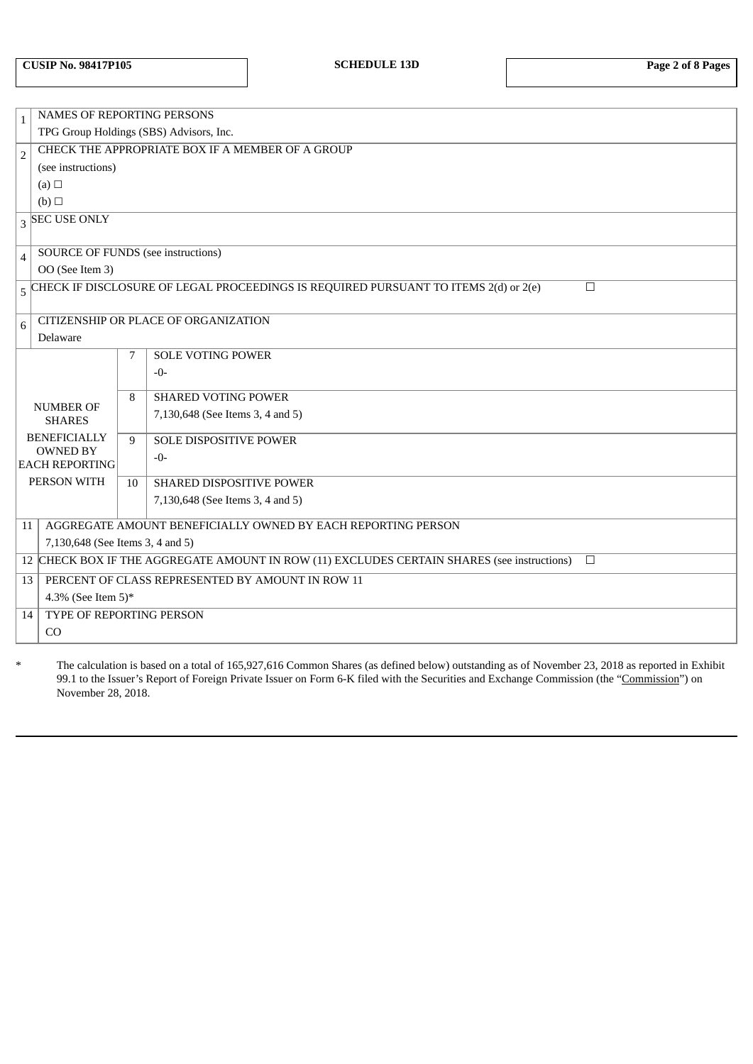| CUSIP No. 98417P105 | SCHEDULE 13D | |
|---|---|---|

| | | | |
|---|---|---|---|
| 1 | NAMES OF REPORTING PERSONS<br>TPG Group Holdings (SBS) Advisors, Inc. | | |
| 2 | CHECK THE APPROPRIATE BOX IF A MEMBER OF A GROUP<br>(see instructions)<br>(a) ☐<br>(b) ☐ | | |
| 3 | SEC USE ONLY | | |
| 4 | SOURCE OF FUNDS (see instructions)<br>OO (See Item 3) | | |
| 5 | CHECK IF DISCLOSURE OF LEGAL PROCEEDINGS IS REQUIRED PURSUANT TO ITEMS 2(d) or 2(e) ☐ | | |
| 6 | CITIZENSHIP OR PLACE OF ORGANIZATION<br>Delaware | | |
| NUMBER OF SHARES BENEFICIALLY OWNED BY EACH REPORTING PERSON WITH | | 7 | SOLE VOTING POWER<br>-0- |
| | | 8 | SHARED VOTING POWER<br>7,130,648 (See Items 3, 4 and 5) |
| | | 9 | SOLE DISPOSITIVE POWER<br>-0- |
| | | 10 | SHARED DISPOSITIVE POWER<br>7,130,648 (See Items 3, 4 and 5) |
| 11 | AGGREGATE AMOUNT BENEFICIALLY OWNED BY EACH REPORTING PERSON<br>7,130,648 (See Items 3, 4 and 5) | | |
| 12 | CHECK BOX IF THE AGGREGATE AMOUNT IN ROW (11) EXCLUDES CERTAIN SHARES (see instructions) ☐ | | |
| 13 | PERCENT OF CLASS REPRESENTED BY AMOUNT IN ROW 11<br>4.3% (See Item 5)* | | |
| 14 | TYPE OF REPORTING PERSON<br>CO | | |

\* The calculation is based on a total of 165,927,616 Common Shares (as defined below) outstanding as of November 23, 2018 as reported in Exhibit 99.1 to the Issuer's Report of Foreign Private Issuer on Form 6-K filed with the Securities and Exchange Commission (the "Commission") on November 28, 2018.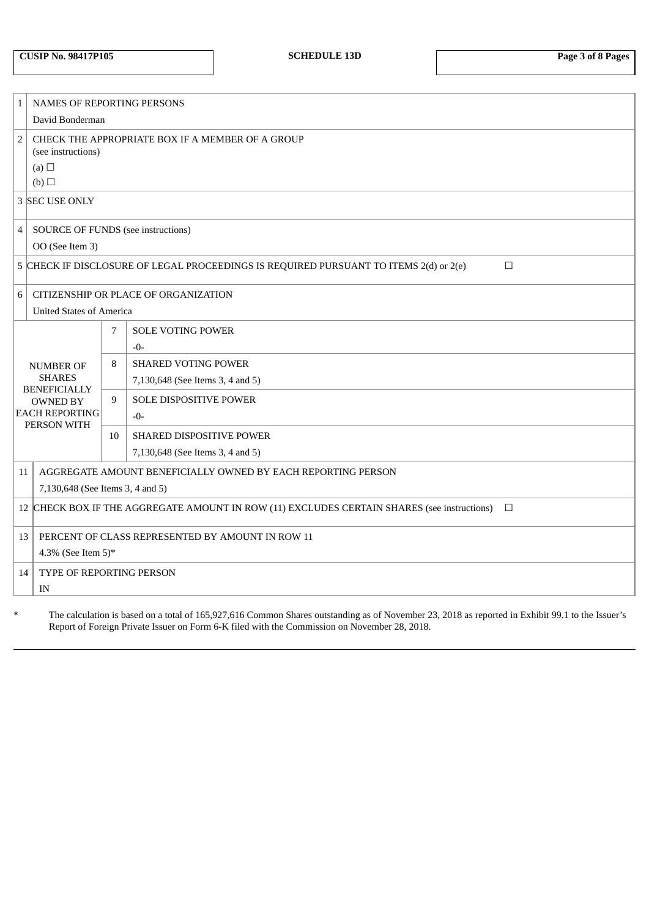CUSIP No. 98417P105

SCHEDULE 13D

| | | | |
|---|---|---|---|
| 1 | NAMES OF REPORTING PERSONS<br>David Bonderman | | |
| 2 | CHECK THE APPROPRIATE BOX IF A MEMBER OF A GROUP<br>(see instructions)<br>(a) ☐<br>(b) ☐ | | |
| 3 | SEC USE ONLY | | |
| 4 | SOURCE OF FUNDS (see instructions)<br>OO (See Item 3) | | |
| 5 | CHECK IF DISCLOSURE OF LEGAL PROCEEDINGS IS REQUIRED PURSUANT TO ITEMS 2(d) or 2(e) ☐ | | |
| 6 | CITIZENSHIP OR PLACE OF ORGANIZATION<br>United States of America | | |
| NUMBER OF SHARES BENEFICIALLY OWNED BY EACH REPORTING PERSON WITH | | 7 | SOLE VOTING POWER<br>-0- |
| | | 8 | SHARED VOTING POWER<br>7,130,648 (See Items 3, 4 and 5) |
| | | 9 | SOLE DISPOSITIVE POWER<br>-0- |
| | | 10 | SHARED DISPOSITIVE POWER<br>7,130,648 (See Items 3, 4 and 5) |
| 11 | AGGREGATE AMOUNT BENEFICIALLY OWNED BY EACH REPORTING PERSON<br>7,130,648 (See Items 3, 4 and 5) | | |
| 12 | CHECK BOX IF THE AGGREGATE AMOUNT IN ROW (11) EXCLUDES CERTAIN SHARES (see instructions) ☐ | | |
| 13 | PERCENT OF CLASS REPRESENTED BY AMOUNT IN ROW 11<br>4.3% (See Item 5)* | | |
| 14 | TYPE OF REPORTING PERSON<br>IN | | |

\* The calculation is based on a total of 165,927,616 Common Shares outstanding as of November 23, 2018 as reported in Exhibit 99.1 to the Issuer's Report of Foreign Private Issuer on Form 6-K filed with the Commission on November 28, 2018.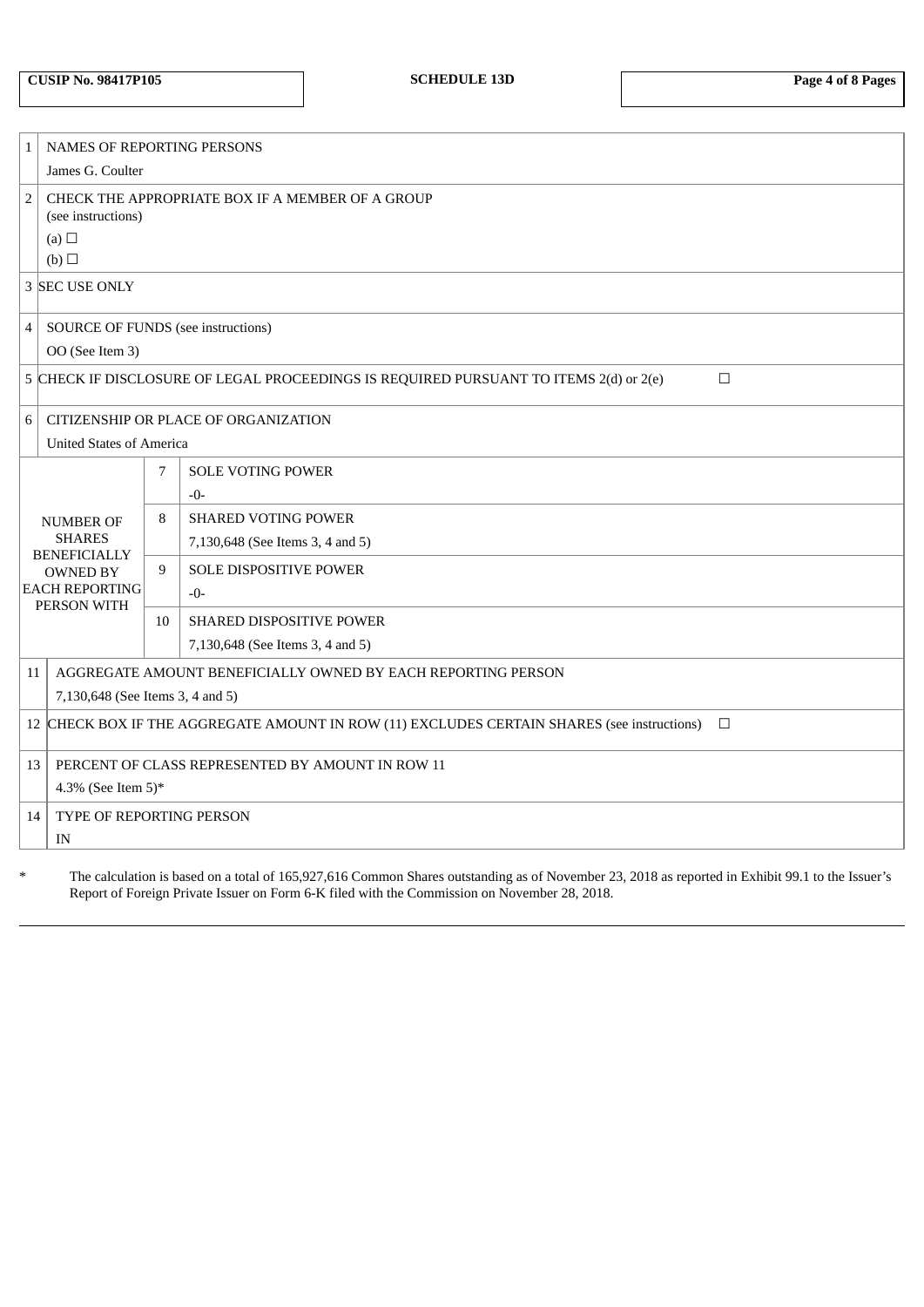**CUSIP No. 98417P105** | **SCHEDULE 13D**

| | | | |
|---|---|---|---|
| 1 | NAMES OF REPORTING PERSONS<br>James G. Coulter | | |
| 2 | CHECK THE APPROPRIATE BOX IF A MEMBER OF A GROUP<br>(see instructions)<br>(a) ☐<br>(b) ☐ | | |
| 3 | SEC USE ONLY | | |
| 4 | SOURCE OF FUNDS (see instructions)<br>OO (See Item 3) | | |
| 5 | CHECK IF DISCLOSURE OF LEGAL PROCEEDINGS IS REQUIRED PURSUANT TO ITEMS 2(d) or 2(e) ☐ | | |
| 6 | CITIZENSHIP OR PLACE OF ORGANIZATION<br>United States of America | | |
| NUMBER OF SHARES BENEFICIALLY OWNED BY EACH REPORTING PERSON WITH | 7 | SOLE VOTING POWER<br>-0- | |
| | 8 | SHARED VOTING POWER<br>7,130,648 (See Items 3, 4 and 5) | |
| | 9 | SOLE DISPOSITIVE POWER<br>-0- | |
| | 10 | SHARED DISPOSITIVE POWER<br>7,130,648 (See Items 3, 4 and 5) | |
| 11 | AGGREGATE AMOUNT BENEFICIALLY OWNED BY EACH REPORTING PERSON<br>7,130,648 (See Items 3, 4 and 5) | | |
| 12 | CHECK BOX IF THE AGGREGATE AMOUNT IN ROW (11) EXCLUDES CERTAIN SHARES (see instructions) ☐ | | |
| 13 | PERCENT OF CLASS REPRESENTED BY AMOUNT IN ROW 11<br>4.3% (See Item 5)* | | |
| 14 | TYPE OF REPORTING PERSON<br>IN | | |

\* The calculation is based on a total of 165,927,616 Common Shares outstanding as of November 23, 2018 as reported in Exhibit 99.1 to the Issuer's Report of Foreign Private Issuer on Form 6-K filed with the Commission on November 28, 2018.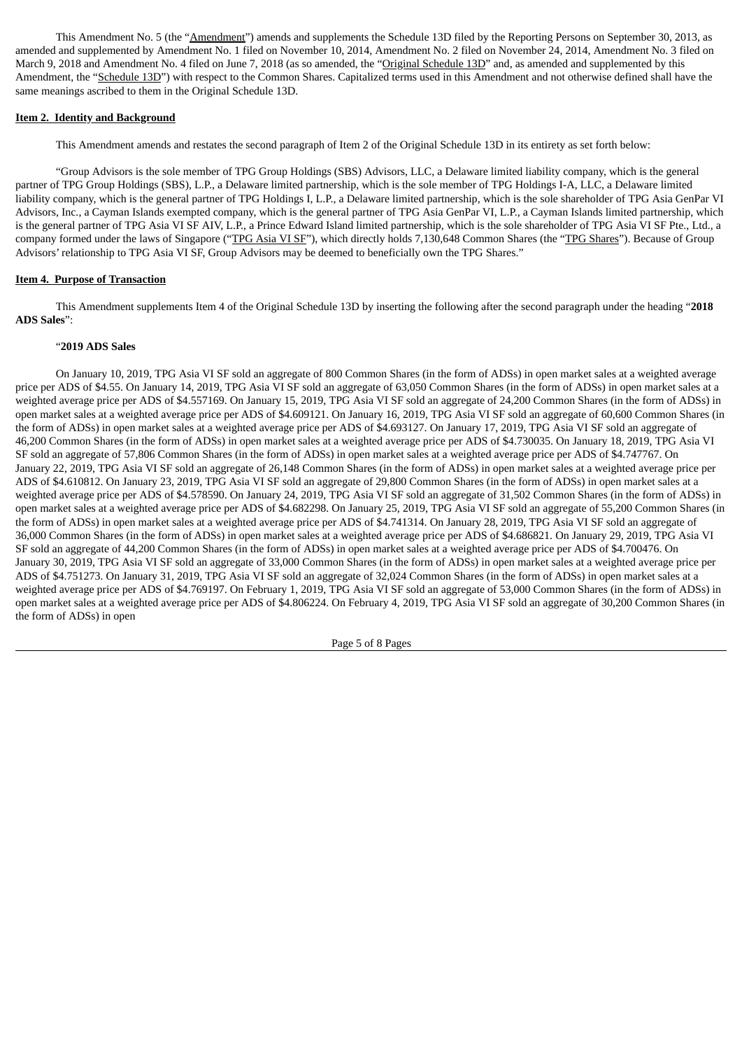This Amendment No. 5 (the "Amendment") amends and supplements the Schedule 13D filed by the Reporting Persons on September 30, 2013, as amended and supplemented by Amendment No. 1 filed on November 10, 2014, Amendment No. 2 filed on November 24, 2014, Amendment No. 3 filed on March 9, 2018 and Amendment No. 4 filed on June 7, 2018 (as so amended, the "Original Schedule 13D" and, as amended and supplemented by this Amendment, the "Schedule 13D") with respect to the Common Shares. Capitalized terms used in this Amendment and not otherwise defined shall have the same meanings ascribed to them in the Original Schedule 13D.

**Item 2. Identity and Background**

This Amendment amends and restates the second paragraph of Item 2 of the Original Schedule 13D in its entirety as set forth below:

"Group Advisors is the sole member of TPG Group Holdings (SBS) Advisors, LLC, a Delaware limited liability company, which is the general partner of TPG Group Holdings (SBS), L.P., a Delaware limited partnership, which is the sole member of TPG Holdings I-A, LLC, a Delaware limited liability company, which is the general partner of TPG Holdings I, L.P., a Delaware limited partnership, which is the sole shareholder of TPG Asia GenPar VI Advisors, Inc., a Cayman Islands exempted company, which is the general partner of TPG Asia GenPar VI, L.P., a Cayman Islands limited partnership, which is the general partner of TPG Asia VI SF AIV, L.P., a Prince Edward Island limited partnership, which is the sole shareholder of TPG Asia VI SF Pte., Ltd., a company formed under the laws of Singapore ("TPG Asia VI SF"), which directly holds 7,130,648 Common Shares (the "TPG Shares"). Because of Group Advisors' relationship to TPG Asia VI SF, Group Advisors may be deemed to beneficially own the TPG Shares."

**Item 4. Purpose of Transaction**

This Amendment supplements Item 4 of the Original Schedule 13D by inserting the following after the second paragraph under the heading "**2018 ADS Sales**":

"**2019 ADS Sales**

On January 10, 2019, TPG Asia VI SF sold an aggregate of 800 Common Shares (in the form of ADSs) in open market sales at a weighted average price per ADS of $4.55. On January 14, 2019, TPG Asia VI SF sold an aggregate of 63,050 Common Shares (in the form of ADSs) in open market sales at a weighted average price per ADS of $4.557169. On January 15, 2019, TPG Asia VI SF sold an aggregate of 24,200 Common Shares (in the form of ADSs) in open market sales at a weighted average price per ADS of $4.609121. On January 16, 2019, TPG Asia VI SF sold an aggregate of 60,600 Common Shares (in the form of ADSs) in open market sales at a weighted average price per ADS of $4.693127. On January 17, 2019, TPG Asia VI SF sold an aggregate of 46,200 Common Shares (in the form of ADSs) in open market sales at a weighted average price per ADS of $4.730035. On January 18, 2019, TPG Asia VI SF sold an aggregate of 57,806 Common Shares (in the form of ADSs) in open market sales at a weighted average price per ADS of $4.747767. On January 22, 2019, TPG Asia VI SF sold an aggregate of 26,148 Common Shares (in the form of ADSs) in open market sales at a weighted average price per ADS of $4.610812. On January 23, 2019, TPG Asia VI SF sold an aggregate of 29,800 Common Shares (in the form of ADSs) in open market sales at a weighted average price per ADS of $4.578590. On January 24, 2019, TPG Asia VI SF sold an aggregate of 31,502 Common Shares (in the form of ADSs) in open market sales at a weighted average price per ADS of $4.682298. On January 25, 2019, TPG Asia VI SF sold an aggregate of 55,200 Common Shares (in the form of ADSs) in open market sales at a weighted average price per ADS of $4.741314. On January 28, 2019, TPG Asia VI SF sold an aggregate of 36,000 Common Shares (in the form of ADSs) in open market sales at a weighted average price per ADS of $4.686821. On January 29, 2019, TPG Asia VI SF sold an aggregate of 44,200 Common Shares (in the form of ADSs) in open market sales at a weighted average price per ADS of $4.700476. On January 30, 2019, TPG Asia VI SF sold an aggregate of 33,000 Common Shares (in the form of ADSs) in open market sales at a weighted average price per ADS of $4.751273. On January 31, 2019, TPG Asia VI SF sold an aggregate of 32,024 Common Shares (in the form of ADSs) in open market sales at a weighted average price per ADS of $4.769197. On February 1, 2019, TPG Asia VI SF sold an aggregate of 53,000 Common Shares (in the form of ADSs) in open market sales at a weighted average price per ADS of $4.806224. On February 4, 2019, TPG Asia VI SF sold an aggregate of 30,200 Common Shares (in the form of ADSs) in open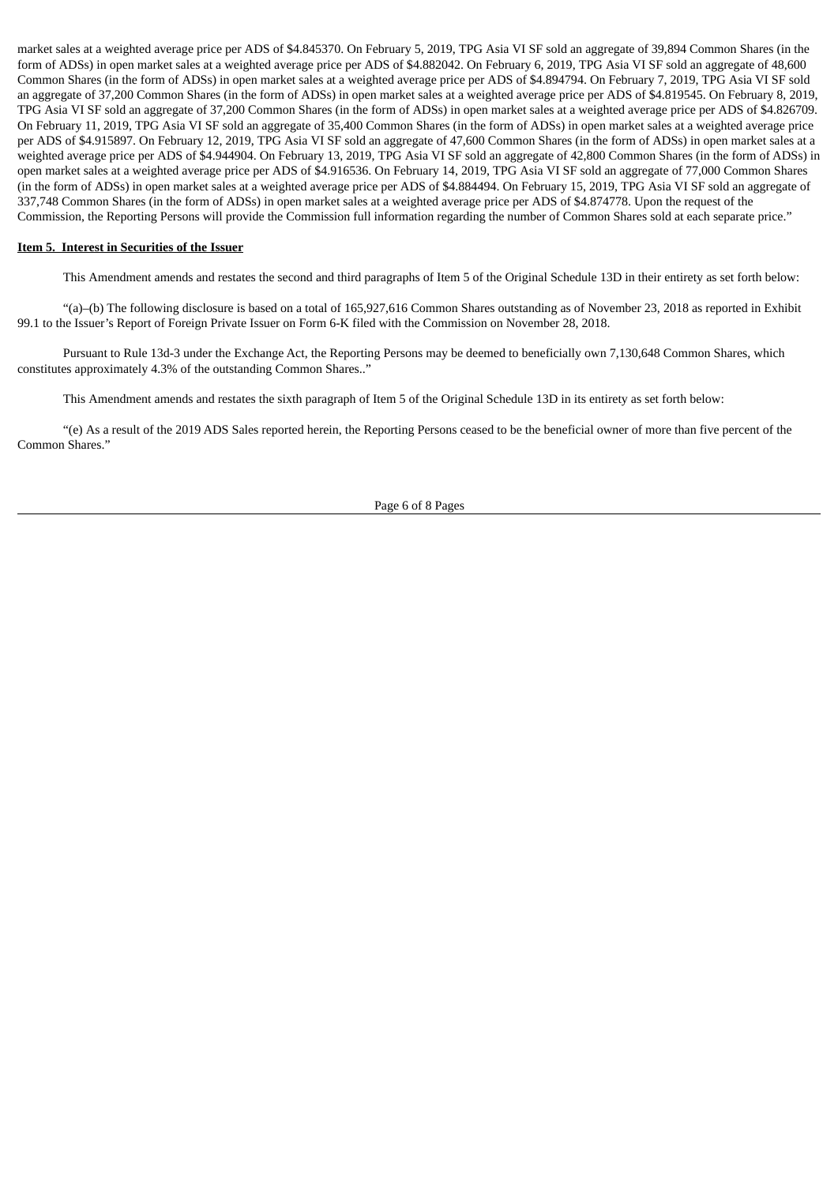market sales at a weighted average price per ADS of $4.845370. On February 5, 2019, TPG Asia VI SF sold an aggregate of 39,894 Common Shares (in the form of ADSs) in open market sales at a weighted average price per ADS of $4.882042. On February 6, 2019, TPG Asia VI SF sold an aggregate of 48,600 Common Shares (in the form of ADSs) in open market sales at a weighted average price per ADS of $4.894794. On February 7, 2019, TPG Asia VI SF sold an aggregate of 37,200 Common Shares (in the form of ADSs) in open market sales at a weighted average price per ADS of $4.819545. On February 8, 2019, TPG Asia VI SF sold an aggregate of 37,200 Common Shares (in the form of ADSs) in open market sales at a weighted average price per ADS of $4.826709. On February 11, 2019, TPG Asia VI SF sold an aggregate of 35,400 Common Shares (in the form of ADSs) in open market sales at a weighted average price per ADS of $4.915897. On February 12, 2019, TPG Asia VI SF sold an aggregate of 47,600 Common Shares (in the form of ADSs) in open market sales at a weighted average price per ADS of $4.944904. On February 13, 2019, TPG Asia VI SF sold an aggregate of 42,800 Common Shares (in the form of ADSs) in open market sales at a weighted average price per ADS of $4.916536. On February 14, 2019, TPG Asia VI SF sold an aggregate of 77,000 Common Shares (in the form of ADSs) in open market sales at a weighted average price per ADS of $4.884494. On February 15, 2019, TPG Asia VI SF sold an aggregate of 337,748 Common Shares (in the form of ADSs) in open market sales at a weighted average price per ADS of $4.874778. Upon the request of the Commission, the Reporting Persons will provide the Commission full information regarding the number of Common Shares sold at each separate price."

**Item 5. Interest in Securities of the Issuer**

This Amendment amends and restates the second and third paragraphs of Item 5 of the Original Schedule 13D in their entirety as set forth below:

"(a)–(b) The following disclosure is based on a total of 165,927,616 Common Shares outstanding as of November 23, 2018 as reported in Exhibit 99.1 to the Issuer's Report of Foreign Private Issuer on Form 6-K filed with the Commission on November 28, 2018.

Pursuant to Rule 13d-3 under the Exchange Act, the Reporting Persons may be deemed to beneficially own 7,130,648 Common Shares, which constitutes approximately 4.3% of the outstanding Common Shares.."

This Amendment amends and restates the sixth paragraph of Item 5 of the Original Schedule 13D in its entirety as set forth below:

"(e) As a result of the 2019 ADS Sales reported herein, the Reporting Persons ceased to be the beneficial owner of more than five percent of the Common Shares."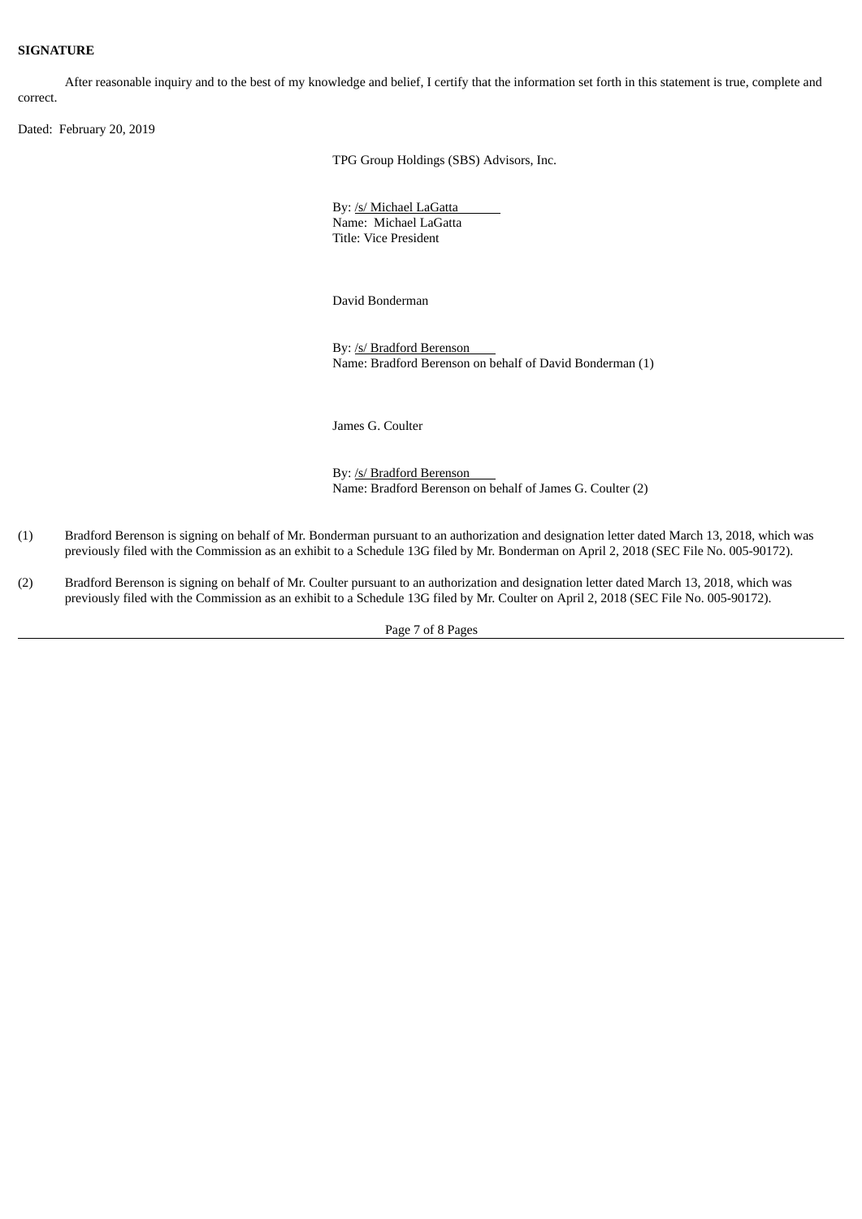**SIGNATURE**

After reasonable inquiry and to the best of my knowledge and belief, I certify that the information set forth in this statement is true, complete and correct.

Dated: February 20, 2019

TPG Group Holdings (SBS) Advisors, Inc.

By: /s/ Michael LaGatta
Name: Michael LaGatta
Title: Vice President

David Bonderman

By: /s/ Bradford Berenson
Name: Bradford Berenson on behalf of David Bonderman (1)

James G. Coulter

By: /s/ Bradford Berenson
Name: Bradford Berenson on behalf of James G. Coulter (2)

(1) Bradford Berenson is signing on behalf of Mr. Bonderman pursuant to an authorization and designation letter dated March 13, 2018, which was previously filed with the Commission as an exhibit to a Schedule 13G filed by Mr. Bonderman on April 2, 2018 (SEC File No. 005-90172).

(2) Bradford Berenson is signing on behalf of Mr. Coulter pursuant to an authorization and designation letter dated March 13, 2018, which was previously filed with the Commission as an exhibit to a Schedule 13G filed by Mr. Coulter on April 2, 2018 (SEC File No. 005-90172).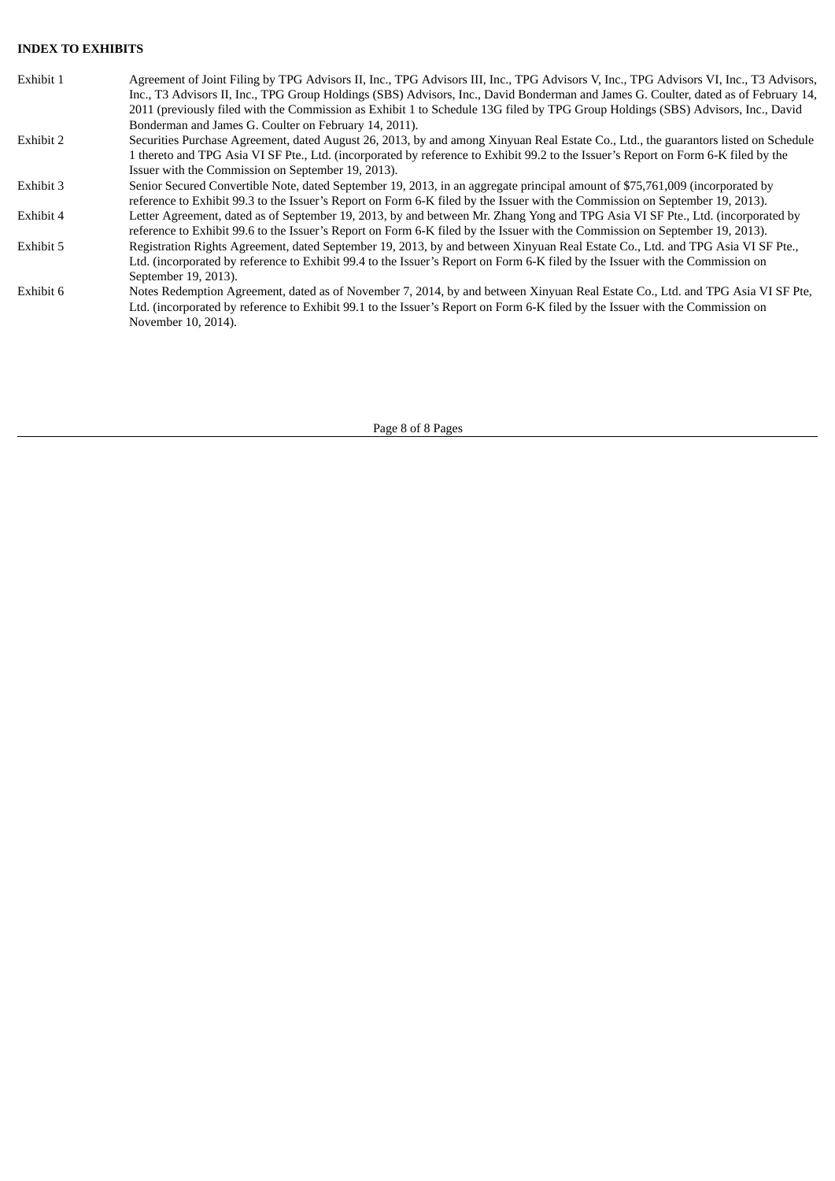**INDEX TO EXHIBITS**

| | |
|---|---|
| Exhibit 1 | Agreement of Joint Filing by TPG Advisors II, Inc., TPG Advisors III, Inc., TPG Advisors V, Inc., TPG Advisors VI, Inc., T3 Advisors, Inc., T3 Advisors II, Inc., TPG Group Holdings (SBS) Advisors, Inc., David Bonderman and James G. Coulter, dated as of February 14, 2011 (previously filed with the Commission as Exhibit 1 to Schedule 13G filed by TPG Group Holdings (SBS) Advisors, Inc., David Bonderman and James G. Coulter on February 14, 2011). |
| Exhibit 2 | Securities Purchase Agreement, dated August 26, 2013, by and among Xinyuan Real Estate Co., Ltd., the guarantors listed on Schedule 1 thereto and TPG Asia VI SF Pte., Ltd. (incorporated by reference to Exhibit 99.2 to the Issuer's Report on Form 6-K filed by the Issuer with the Commission on September 19, 2013). |
| Exhibit 3 | Senior Secured Convertible Note, dated September 19, 2013, in an aggregate principal amount of $75,761,009 (incorporated by reference to Exhibit 99.3 to the Issuer's Report on Form 6-K filed by the Issuer with the Commission on September 19, 2013). |
| Exhibit 4 | Letter Agreement, dated as of September 19, 2013, by and between Mr. Zhang Yong and TPG Asia VI SF Pte., Ltd. (incorporated by reference to Exhibit 99.6 to the Issuer's Report on Form 6-K filed by the Issuer with the Commission on September 19, 2013). |
| Exhibit 5 | Registration Rights Agreement, dated September 19, 2013, by and between Xinyuan Real Estate Co., Ltd. and TPG Asia VI SF Pte., Ltd. (incorporated by reference to Exhibit 99.4 to the Issuer's Report on Form 6-K filed by the Issuer with the Commission on September 19, 2013). |
| Exhibit 6 | Notes Redemption Agreement, dated as of November 7, 2014, by and between Xinyuan Real Estate Co., Ltd. and TPG Asia VI SF Pte, Ltd. (incorporated by reference to Exhibit 99.1 to the Issuer's Report on Form 6-K filed by the Issuer with the Commission on November 10, 2014). |